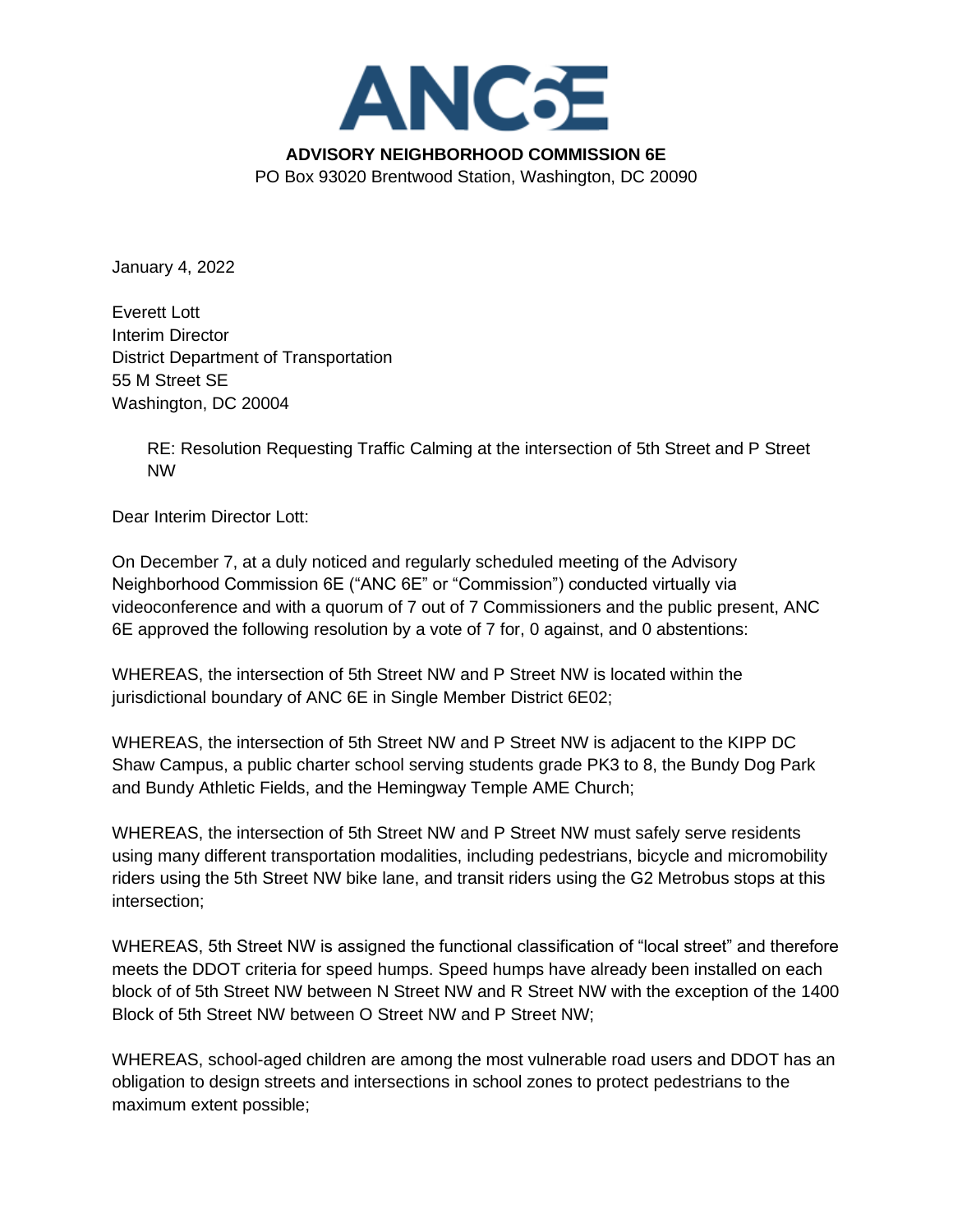**ANC6E**

**ADVISORY NEIGHBORHOOD COMMISSION 6E**
PO Box 93020 Brentwood Station, Washington, DC 20090

January 4, 2022

Everett Lott
Interim Director
District Department of Transportation
55 M Street SE
Washington, DC 20004

RE: Resolution Requesting Traffic Calming at the intersection of 5th Street and P Street NW

Dear Interim Director Lott:

On December 7, at a duly noticed and regularly scheduled meeting of the Advisory Neighborhood Commission 6E ("ANC 6E" or "Commission") conducted virtually via videoconference and with a quorum of 7 out of 7 Commissioners and the public present, ANC 6E approved the following resolution by a vote of 7 for, 0 against, and 0 abstentions:

WHEREAS, the intersection of 5th Street NW and P Street NW is located within the jurisdictional boundary of ANC 6E in Single Member District 6E02;

WHEREAS, the intersection of 5th Street NW and P Street NW is adjacent to the KIPP DC Shaw Campus, a public charter school serving students grade PK3 to 8, the Bundy Dog Park and Bundy Athletic Fields, and the Hemingway Temple AME Church;

WHEREAS, the intersection of 5th Street NW and P Street NW must safely serve residents using many different transportation modalities, including pedestrians, bicycle and micromobility riders using the 5th Street NW bike lane, and transit riders using the G2 Metrobus stops at this intersection;

WHEREAS, 5th Street NW is assigned the functional classification of "local street" and therefore meets the DDOT criteria for speed humps. Speed humps have already been installed on each block of of 5th Street NW between N Street NW and R Street NW with the exception of the 1400 Block of 5th Street NW between O Street NW and P Street NW;

WHEREAS, school-aged children are among the most vulnerable road users and DDOT has an obligation to design streets and intersections in school zones to protect pedestrians to the maximum extent possible;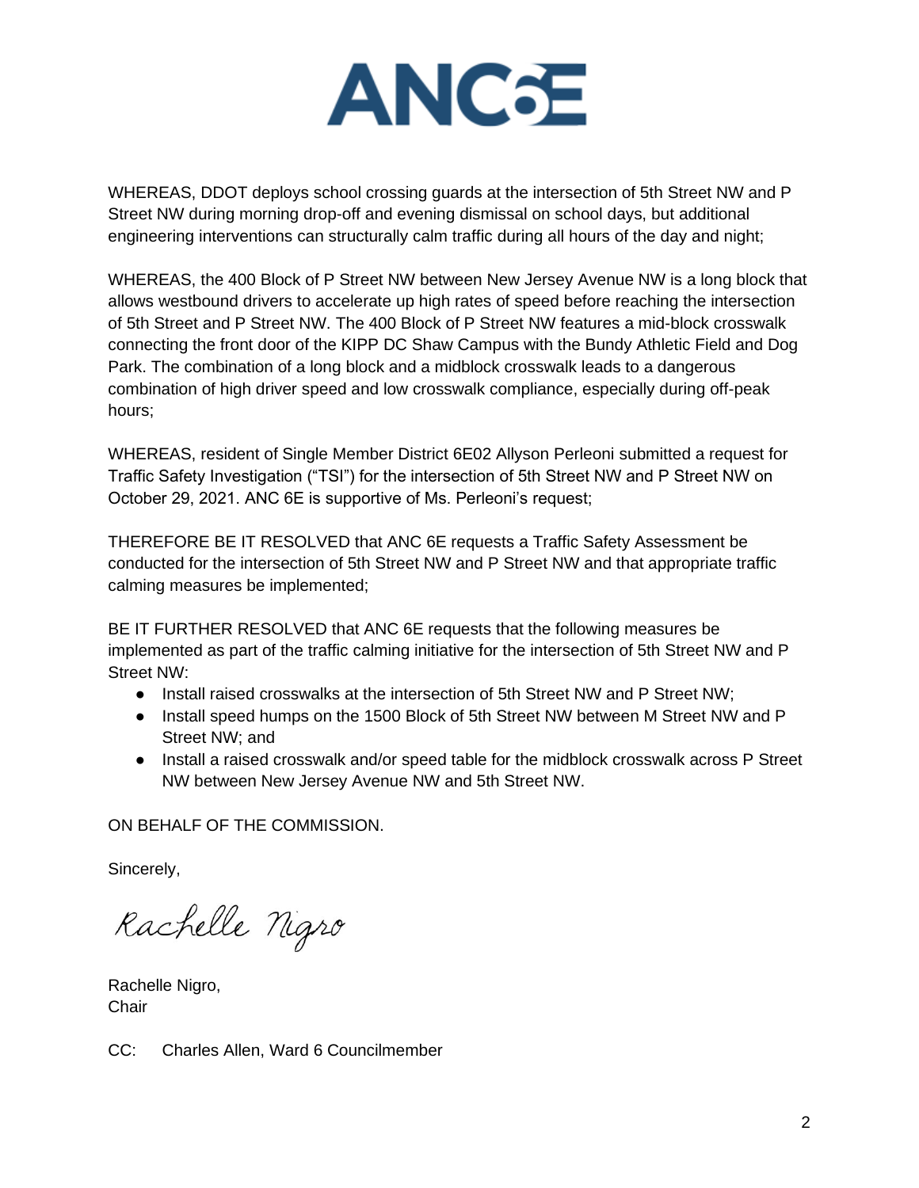WHEREAS, DDOT deploys school crossing guards at the intersection of 5th Street NW and P Street NW during morning drop-off and evening dismissal on school days, but additional engineering interventions can structurally calm traffic during all hours of the day and night;

WHEREAS, the 400 Block of P Street NW between New Jersey Avenue NW is a long block that allows westbound drivers to accelerate up high rates of speed before reaching the intersection of 5th Street and P Street NW. The 400 Block of P Street NW features a mid-block crosswalk connecting the front door of the KIPP DC Shaw Campus with the Bundy Athletic Field and Dog Park. The combination of a long block and a midblock crosswalk leads to a dangerous combination of high driver speed and low crosswalk compliance, especially during off-peak hours;

WHEREAS, resident of Single Member District 6E02 Allyson Perleoni submitted a request for Traffic Safety Investigation ("TSI") for the intersection of 5th Street NW and P Street NW on October 29, 2021. ANC 6E is supportive of Ms. Perleoni's request;

THEREFORE BE IT RESOLVED that ANC 6E requests a Traffic Safety Assessment be conducted for the intersection of 5th Street NW and P Street NW and that appropriate traffic calming measures be implemented;

BE IT FURTHER RESOLVED that ANC 6E requests that the following measures be implemented as part of the traffic calming initiative for the intersection of 5th Street NW and P Street NW:

- Install raised crosswalks at the intersection of 5th Street NW and P Street NW;
- Install speed humps on the 1500 Block of 5th Street NW between M Street NW and P Street NW; and
- Install a raised crosswalk and/or speed table for the midblock crosswalk across P Street NW between New Jersey Avenue NW and 5th Street NW.

ON BEHALF OF THE COMMISSION.

Sincerely,

Rachelle Nigro

Rachelle Nigro,
Chair

CC: Charles Allen, Ward 6 Councilmember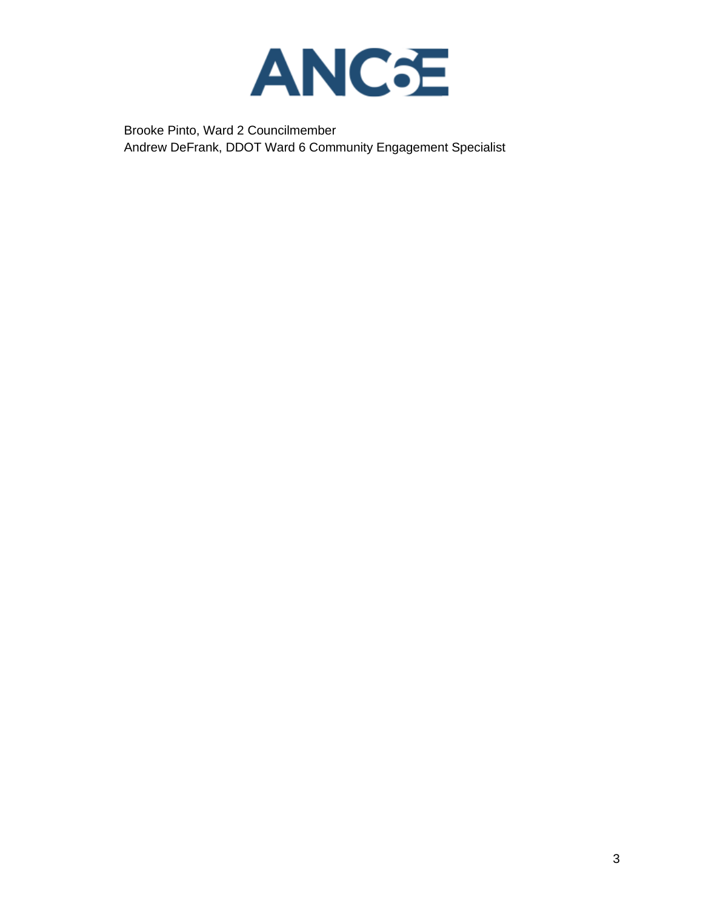ANC6E

Brooke Pinto, Ward 2 Councilmember
Andrew DeFrank, DDOT Ward 6 Community Engagement Specialist